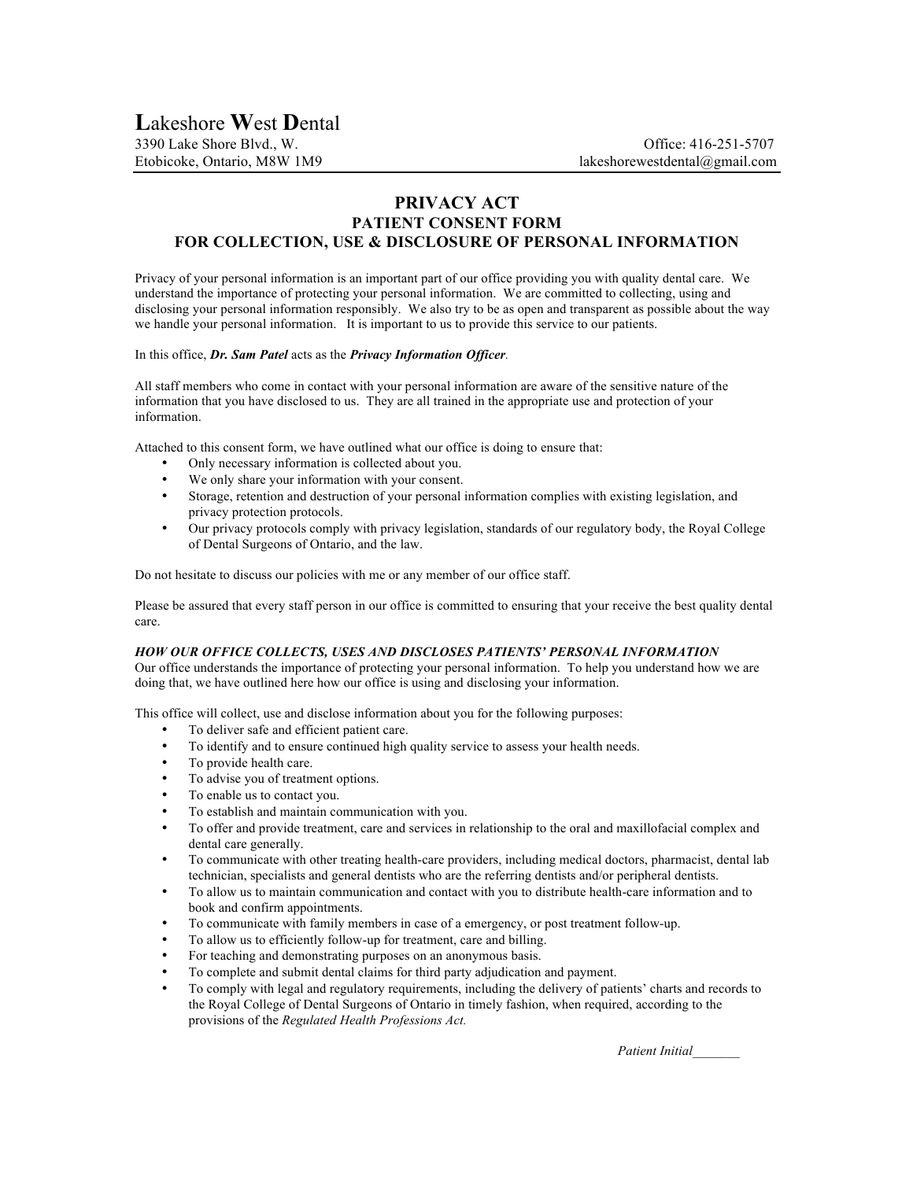# **L**akeshore **W**est **D**ental

3390 Lake Shore Blvd., W.
Etobicoke, Ontario, M8W 1M9

Office: 416-251-5707
lakeshorewestdental@gmail.com

## PRIVACY ACT
### PATIENT CONSENT FORM
### FOR COLLECTION, USE & DISCLOSURE OF PERSONAL INFORMATION

Privacy of your personal information is an important part of our office providing you with quality dental care. We understand the importance of protecting your personal information. We are committed to collecting, using and disclosing your personal information responsibly. We also try to be as open and transparent as possible about the way we handle your personal information. It is important to us to provide this service to our patients.

In this office, ***Dr. Sam Patel*** acts as the ***Privacy Information Officer***.

All staff members who come in contact with your personal information are aware of the sensitive nature of the information that you have disclosed to us. They are all trained in the appropriate use and protection of your information.

Attached to this consent form, we have outlined what our office is doing to ensure that:

- Only necessary information is collected about you.
- We only share your information with your consent.
- Storage, retention and destruction of your personal information complies with existing legislation, and privacy protection protocols.
- Our privacy protocols comply with privacy legislation, standards of our regulatory body, the Royal College of Dental Surgeons of Ontario, and the law.

Do not hesitate to discuss our policies with me or any member of our office staff.

Please be assured that every staff person in our office is committed to ensuring that your receive the best quality dental care.

***HOW OUR OFFICE COLLECTS, USES AND DISCLOSES PATIENTS' PERSONAL INFORMATION***

Our office understands the importance of protecting your personal information. To help you understand how we are doing that, we have outlined here how our office is using and disclosing your information.

This office will collect, use and disclose information about you for the following purposes:

- To deliver safe and efficient patient care.
- To identify and to ensure continued high quality service to assess your health needs.
- To provide health care.
- To advise you of treatment options.
- To enable us to contact you.
- To establish and maintain communication with you.
- To offer and provide treatment, care and services in relationship to the oral and maxillofacial complex and dental care generally.
- To communicate with other treating health-care providers, including medical doctors, pharmacist, dental lab technician, specialists and general dentists who are the referring dentists and/or peripheral dentists.
- To allow us to maintain communication and contact with you to distribute health-care information and to book and confirm appointments.
- To communicate with family members in case of a emergency, or post treatment follow-up.
- To allow us to efficiently follow-up for treatment, care and billing.
- For teaching and demonstrating purposes on an anonymous basis.
- To complete and submit dental claims for third party adjudication and payment.
- To comply with legal and regulatory requirements, including the delivery of patients' charts and records to the Royal College of Dental Surgeons of Ontario in timely fashion, when required, according to the provisions of the *Regulated Health Professions Act.*

*Patient Initial*_______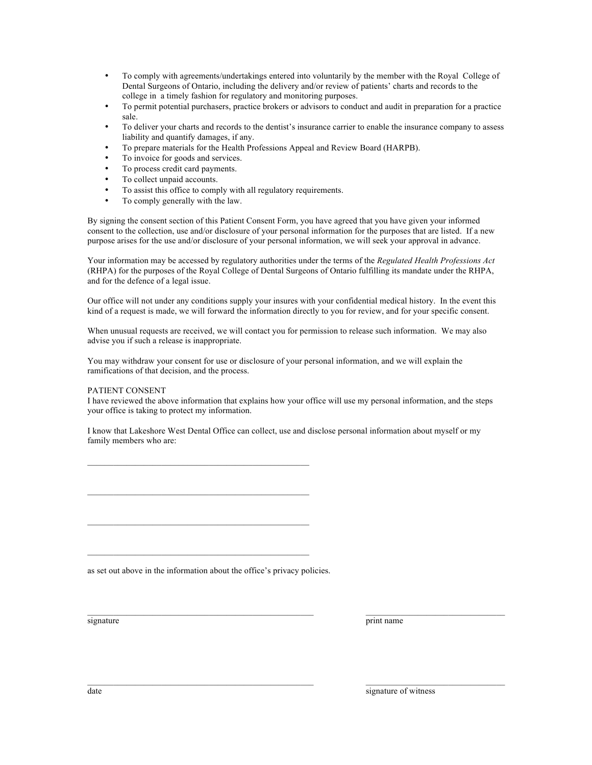- To comply with agreements/undertakings entered into voluntarily by the member with the Royal College of Dental Surgeons of Ontario, including the delivery and/or review of patients' charts and records to the college in a timely fashion for regulatory and monitoring purposes.
- To permit potential purchasers, practice brokers or advisors to conduct and audit in preparation for a practice sale.
- To deliver your charts and records to the dentist's insurance carrier to enable the insurance company to assess liability and quantify damages, if any.
- To prepare materials for the Health Professions Appeal and Review Board (HARPB).
- To invoice for goods and services.
- To process credit card payments.
- To collect unpaid accounts.
- To assist this office to comply with all regulatory requirements.
- To comply generally with the law.

By signing the consent section of this Patient Consent Form, you have agreed that you have given your informed consent to the collection, use and/or disclosure of your personal information for the purposes that are listed. If a new purpose arises for the use and/or disclosure of your personal information, we will seek your approval in advance.

Your information may be accessed by regulatory authorities under the terms of the *Regulated Health Professions Act* (RHPA) for the purposes of the Royal College of Dental Surgeons of Ontario fulfilling its mandate under the RHPA, and for the defence of a legal issue.

Our office will not under any conditions supply your insures with your confidential medical history. In the event this kind of a request is made, we will forward the information directly to you for review, and for your specific consent.

When unusual requests are received, we will contact you for permission to release such information. We may also advise you if such a release is inappropriate.

You may withdraw your consent for use or disclosure of your personal information, and we will explain the ramifications of that decision, and the process.

PATIENT CONSENT

I have reviewed the above information that explains how your office will use my personal information, and the steps your office is taking to protect my information.

I know that Lakeshore West Dental Office can collect, use and disclose personal information about myself or my family members who are:

\_\_\_\_\_\_\_\_\_\_\_\_\_\_\_\_\_\_\_\_\_\_\_\_\_\_\_\_\_\_\_\_\_\_\_\_\_\_\_\_\_\_\_\_\_\_\_\_

\_\_\_\_\_\_\_\_\_\_\_\_\_\_\_\_\_\_\_\_\_\_\_\_\_\_\_\_\_\_\_\_\_\_\_\_\_\_\_\_\_\_\_\_\_\_\_\_

\_\_\_\_\_\_\_\_\_\_\_\_\_\_\_\_\_\_\_\_\_\_\_\_\_\_\_\_\_\_\_\_\_\_\_\_\_\_\_\_\_\_\_\_\_\_\_\_

\_\_\_\_\_\_\_\_\_\_\_\_\_\_\_\_\_\_\_\_\_\_\_\_\_\_\_\_\_\_\_\_\_\_\_\_\_\_\_\_\_\_\_\_\_\_\_\_

as set out above in the information about the office's privacy policies.

\_\_\_\_\_\_\_\_\_\_\_\_\_\_\_\_\_\_\_\_\_\_\_\_\_\_\_\_\_\_\_\_\_\_\_\_ \_\_\_\_\_\_\_\_\_\_\_\_\_\_\_\_\_\_\_\_\_\_\_\_\_\_\_\_
signature print name

\_\_\_\_\_\_\_\_\_\_\_\_\_\_\_\_\_\_\_\_\_\_\_\_\_\_\_\_\_\_\_\_\_\_\_\_ \_\_\_\_\_\_\_\_\_\_\_\_\_\_\_\_\_\_\_\_\_\_\_\_\_\_\_\_
date signature of witness